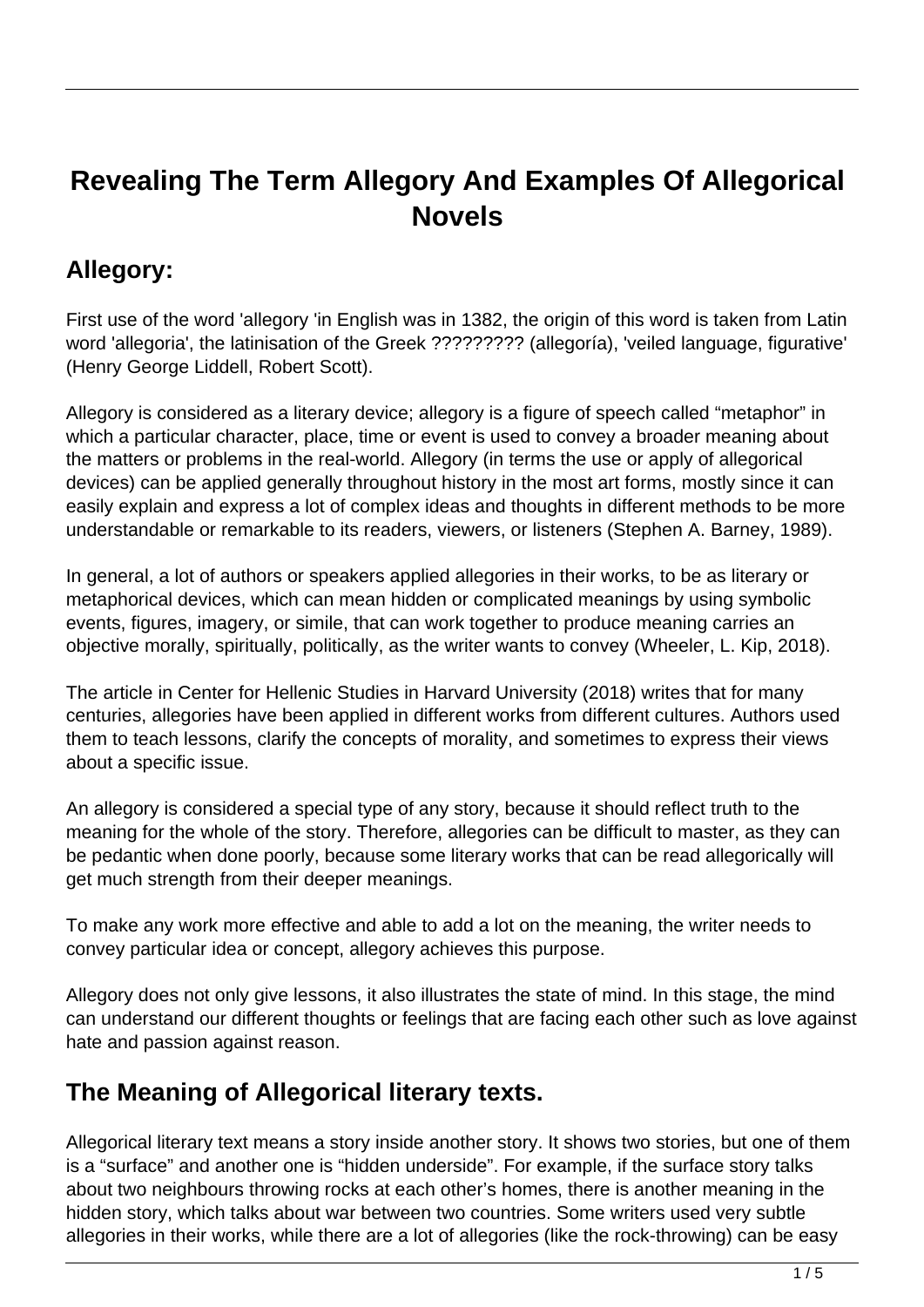# Revealing The Term Allegory And Examples Of Allegorical Novels

## Allegory:

First use of the word 'allegory 'in English was in 1382, the origin of this word is taken from Latin word 'allegoria', the latinisation of the Greek ????????? (allegoría), 'veiled language, figurative' (Henry George Liddell, Robert Scott).

Allegory is considered as a literary device; allegory is a figure of speech called "metaphor" in which a particular character, place, time or event is used to convey a broader meaning about the matters or problems in the real-world. Allegory (in terms the use or apply of allegorical devices) can be applied generally throughout history in the most art forms, mostly since it can easily explain and express a lot of complex ideas and thoughts in different methods to be more understandable or remarkable to its readers, viewers, or listeners (Stephen A. Barney, 1989).

In general, a lot of authors or speakers applied allegories in their works, to be as literary or metaphorical devices, which can mean hidden or complicated meanings by using symbolic events, figures, imagery, or simile, that can work together to produce meaning carries an objective morally, spiritually, politically, as the writer wants to convey (Wheeler, L. Kip, 2018).

The article in Center for Hellenic Studies in Harvard University (2018) writes that for many centuries, allegories have been applied in different works from different cultures. Authors used them to teach lessons, clarify the concepts of morality, and sometimes to express their views about a specific issue.

An allegory is considered a special type of any story, because it should reflect truth to the meaning for the whole of the story. Therefore, allegories can be difficult to master, as they can be pedantic when done poorly, because some literary works that can be read allegorically will get much strength from their deeper meanings.

To make any work more effective and able to add a lot on the meaning, the writer needs to convey particular idea or concept, allegory achieves this purpose.

Allegory does not only give lessons, it also illustrates the state of mind. In this stage, the mind can understand our different thoughts or feelings that are facing each other such as love against hate and passion against reason.

## The Meaning of Allegorical literary texts.

Allegorical literary text means a story inside another story. It shows two stories, but one of them is a "surface" and another one is "hidden underside". For example, if the surface story talks about two neighbours throwing rocks at each other's homes, there is another meaning in the hidden story, which talks about war between two countries. Some writers used very subtle allegories in their works, while there are a lot of allegories (like the rock-throwing) can be easy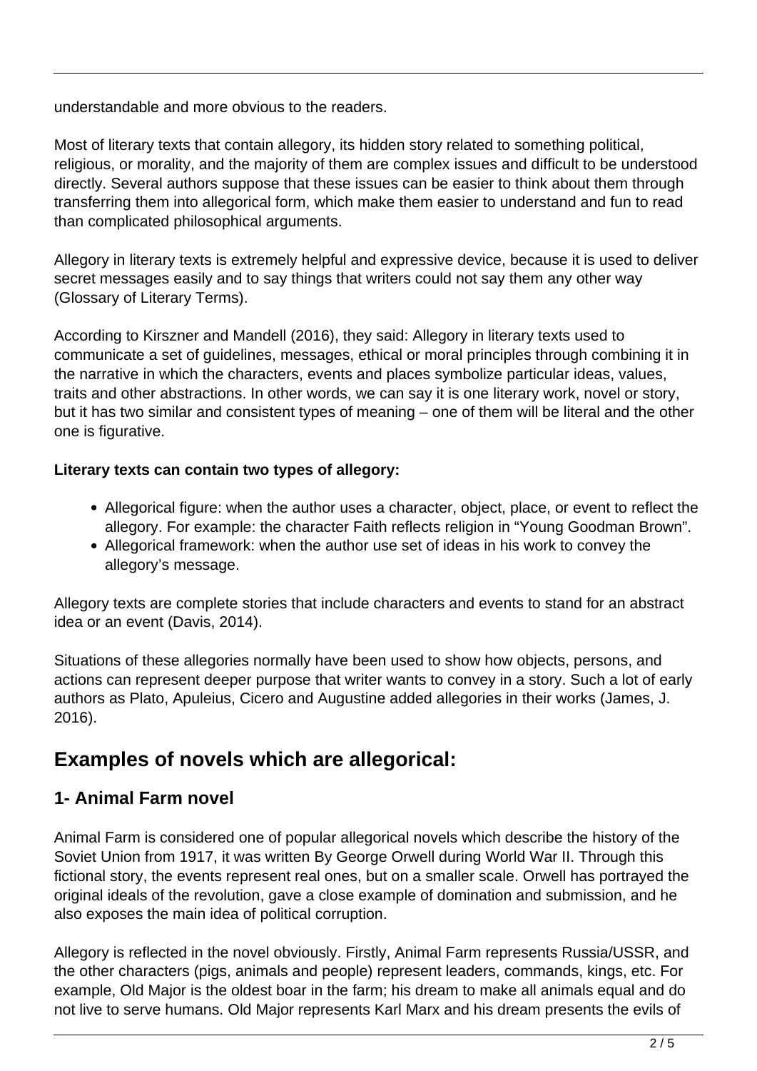understandable and more obvious to the readers.

Most of literary texts that contain allegory, its hidden story related to something political, religious, or morality, and the majority of them are complex issues and difficult to be understood directly. Several authors suppose that these issues can be easier to think about them through transferring them into allegorical form, which make them easier to understand and fun to read than complicated philosophical arguments.

Allegory in literary texts is extremely helpful and expressive device, because it is used to deliver secret messages easily and to say things that writers could not say them any other way (Glossary of Literary Terms).

According to Kirszner and Mandell (2016), they said: Allegory in literary texts used to communicate a set of guidelines, messages, ethical or moral principles through combining it in the narrative in which the characters, events and places symbolize particular ideas, values, traits and other abstractions. In other words, we can say it is one literary work, novel or story, but it has two similar and consistent types of meaning – one of them will be literal and the other one is figurative.

**Literary texts can contain two types of allegory:**

- Allegorical figure: when the author uses a character, object, place, or event to reflect the allegory. For example: the character Faith reflects religion in "Young Goodman Brown".
- Allegorical framework: when the author use set of ideas in his work to convey the allegory's message.

Allegory texts are complete stories that include characters and events to stand for an abstract idea or an event (Davis, 2014).

Situations of these allegories normally have been used to show how objects, persons, and actions can represent deeper purpose that writer wants to convey in a story. Such a lot of early authors as Plato, Apuleius, Cicero and Augustine added allegories in their works (James, J. 2016).

## Examples of novels which are allegorical:

### 1- Animal Farm novel

Animal Farm is considered one of popular allegorical novels which describe the history of the Soviet Union from 1917, it was written By George Orwell during World War II. Through this fictional story, the events represent real ones, but on a smaller scale. Orwell has portrayed the original ideals of the revolution, gave a close example of domination and submission, and he also exposes the main idea of political corruption.

Allegory is reflected in the novel obviously. Firstly, Animal Farm represents Russia/USSR, and the other characters (pigs, animals and people) represent leaders, commands, kings, etc. For example, Old Major is the oldest boar in the farm; his dream to make all animals equal and do not live to serve humans. Old Major represents Karl Marx and his dream presents the evils of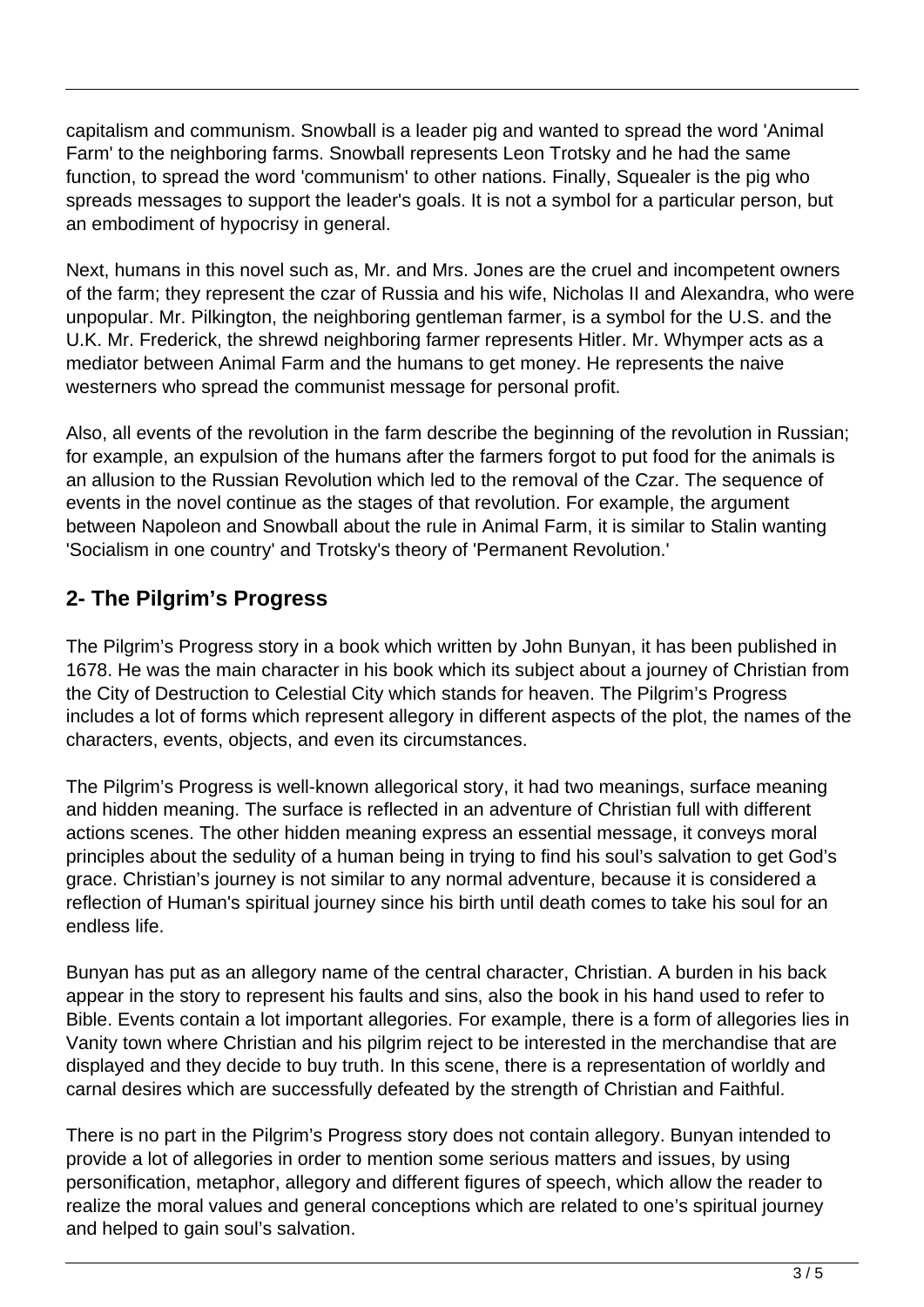capitalism and communism. Snowball is a leader pig and wanted to spread the word 'Animal Farm' to the neighboring farms. Snowball represents Leon Trotsky and he had the same function, to spread the word 'communism' to other nations. Finally, Squealer is the pig who spreads messages to support the leader's goals. It is not a symbol for a particular person, but an embodiment of hypocrisy in general.

Next, humans in this novel such as, Mr. and Mrs. Jones are the cruel and incompetent owners of the farm; they represent the czar of Russia and his wife, Nicholas II and Alexandra, who were unpopular. Mr. Pilkington, the neighboring gentleman farmer, is a symbol for the U.S. and the U.K. Mr. Frederick, the shrewd neighboring farmer represents Hitler. Mr. Whymper acts as a mediator between Animal Farm and the humans to get money. He represents the naive westerners who spread the communist message for personal profit.

Also, all events of the revolution in the farm describe the beginning of the revolution in Russian; for example, an expulsion of the humans after the farmers forgot to put food for the animals is an allusion to the Russian Revolution which led to the removal of the Czar. The sequence of events in the novel continue as the stages of that revolution. For example, the argument between Napoleon and Snowball about the rule in Animal Farm, it is similar to Stalin wanting 'Socialism in one country' and Trotsky's theory of 'Permanent Revolution.'

## 2- The Pilgrim's Progress

The Pilgrim's Progress story in a book which written by John Bunyan, it has been published in 1678. He was the main character in his book which its subject about a journey of Christian from the City of Destruction to Celestial City which stands for heaven. The Pilgrim's Progress includes a lot of forms which represent allegory in different aspects of the plot, the names of the characters, events, objects, and even its circumstances.

The Pilgrim's Progress is well-known allegorical story, it had two meanings, surface meaning and hidden meaning. The surface is reflected in an adventure of Christian full with different actions scenes. The other hidden meaning express an essential message, it conveys moral principles about the sedulity of a human being in trying to find his soul's salvation to get God's grace. Christian's journey is not similar to any normal adventure, because it is considered a reflection of Human's spiritual journey since his birth until death comes to take his soul for an endless life.

Bunyan has put as an allegory name of the central character, Christian. A burden in his back appear in the story to represent his faults and sins, also the book in his hand used to refer to Bible. Events contain a lot important allegories. For example, there is a form of allegories lies in Vanity town where Christian and his pilgrim reject to be interested in the merchandise that are displayed and they decide to buy truth. In this scene, there is a representation of worldly and carnal desires which are successfully defeated by the strength of Christian and Faithful.

There is no part in the Pilgrim's Progress story does not contain allegory. Bunyan intended to provide a lot of allegories in order to mention some serious matters and issues, by using personification, metaphor, allegory and different figures of speech, which allow the reader to realize the moral values and general conceptions which are related to one's spiritual journey and helped to gain soul's salvation.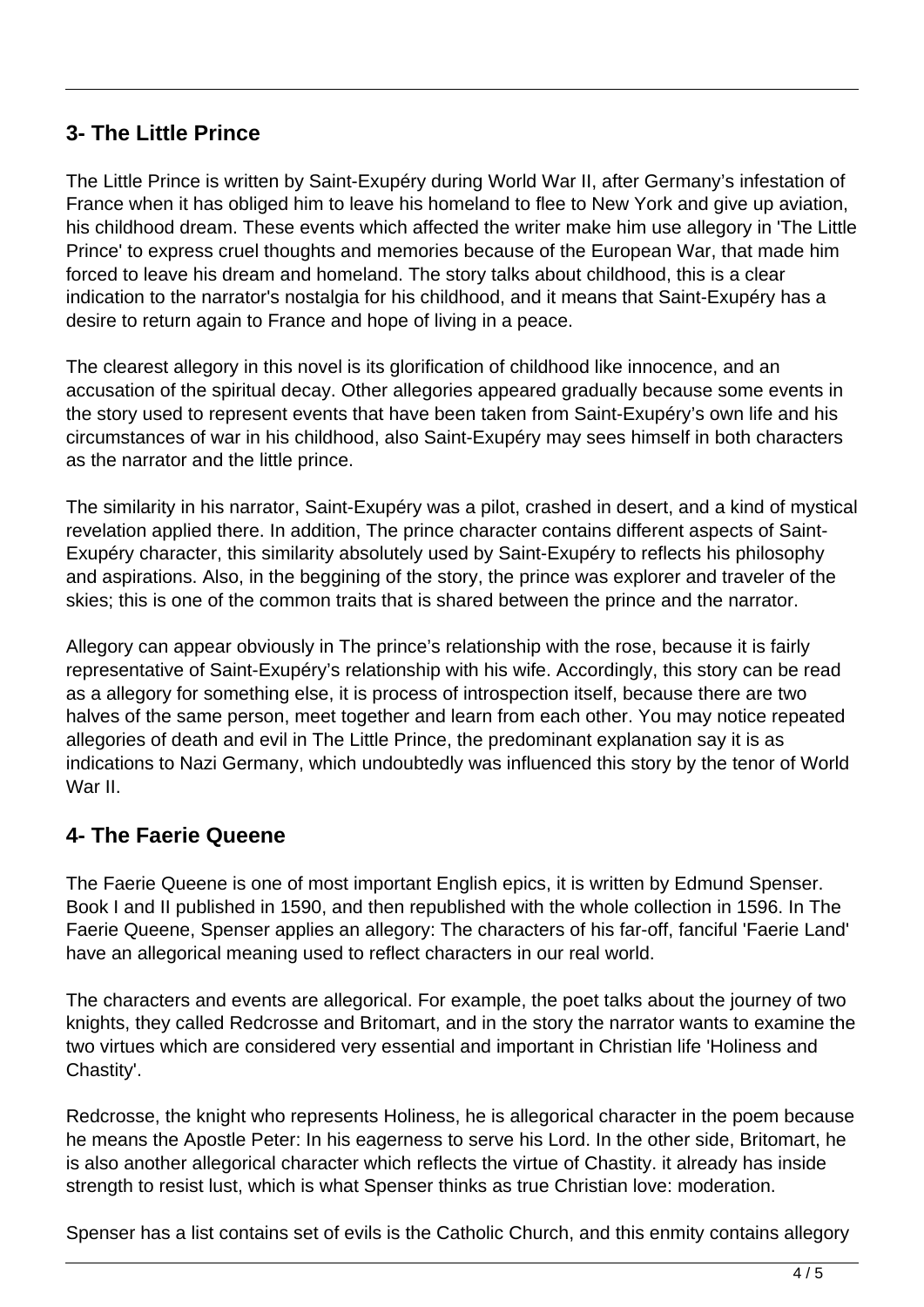## 3- The Little Prince

The Little Prince is written by Saint-Exupéry during World War II, after Germany's infestation of France when it has obliged him to leave his homeland to flee to New York and give up aviation, his childhood dream. These events which affected the writer make him use allegory in 'The Little Prince' to express cruel thoughts and memories because of the European War, that made him forced to leave his dream and homeland. The story talks about childhood, this is a clear indication to the narrator's nostalgia for his childhood, and it means that Saint-Exupéry has a desire to return again to France and hope of living in a peace.

The clearest allegory in this novel is its glorification of childhood like innocence, and an accusation of the spiritual decay. Other allegories appeared gradually because some events in the story used to represent events that have been taken from Saint-Exupéry's own life and his circumstances of war in his childhood, also Saint-Exupéry may sees himself in both characters as the narrator and the little prince.

The similarity in his narrator, Saint-Exupéry was a pilot, crashed in desert, and a kind of mystical revelation applied there. In addition, The prince character contains different aspects of Saint-Exupéry character, this similarity absolutely used by Saint-Exupéry to reflects his philosophy and aspirations. Also, in the beggining of the story, the prince was explorer and traveler of the skies; this is one of the common traits that is shared between the prince and the narrator.

Allegory can appear obviously in The prince's relationship with the rose, because it is fairly representative of Saint-Exupéry's relationship with his wife. Accordingly, this story can be read as a allegory for something else, it is process of introspection itself, because there are two halves of the same person, meet together and learn from each other. You may notice repeated allegories of death and evil in The Little Prince, the predominant explanation say it is as indications to Nazi Germany, which undoubtedly was influenced this story by the tenor of World War II.

## 4- The Faerie Queene

The Faerie Queene is one of most important English epics, it is written by Edmund Spenser. Book I and II published in 1590, and then republished with the whole collection in 1596. In The Faerie Queene, Spenser applies an allegory: The characters of his far-off, fanciful 'Faerie Land' have an allegorical meaning used to reflect characters in our real world.

The characters and events are allegorical. For example, the poet talks about the journey of two knights, they called Redcrosse and Britomart, and in the story the narrator wants to examine the two virtues which are considered very essential and important in Christian life 'Holiness and Chastity'.

Redcrosse, the knight who represents Holiness, he is allegorical character in the poem because he means the Apostle Peter: In his eagerness to serve his Lord. In the other side, Britomart, he is also another allegorical character which reflects the virtue of Chastity. it already has inside strength to resist lust, which is what Spenser thinks as true Christian love: moderation.

Spenser has a list contains set of evils is the Catholic Church, and this enmity contains allegory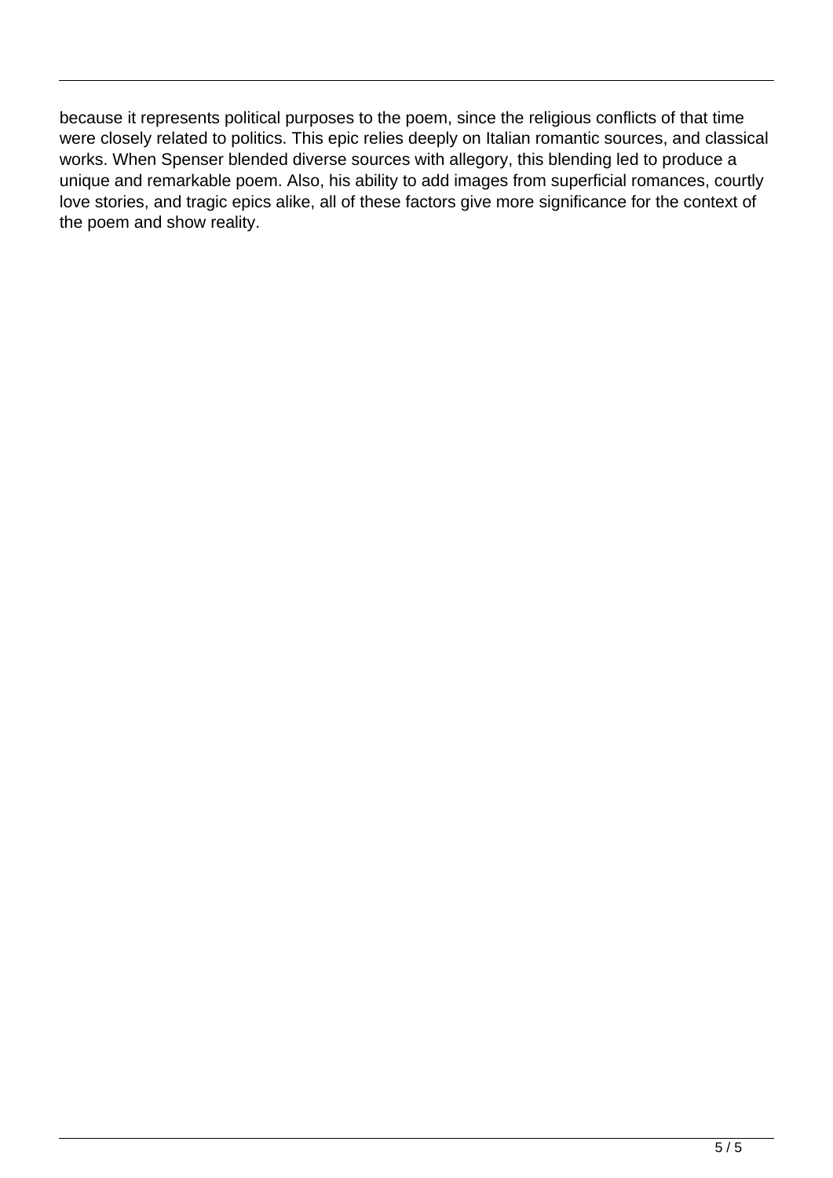because it represents political purposes to the poem, since the religious conflicts of that time were closely related to politics. This epic relies deeply on Italian romantic sources, and classical works. When Spenser blended diverse sources with allegory, this blending led to produce a unique and remarkable poem. Also, his ability to add images from superficial romances, courtly love stories, and tragic epics alike, all of these factors give more significance for the context of the poem and show reality.